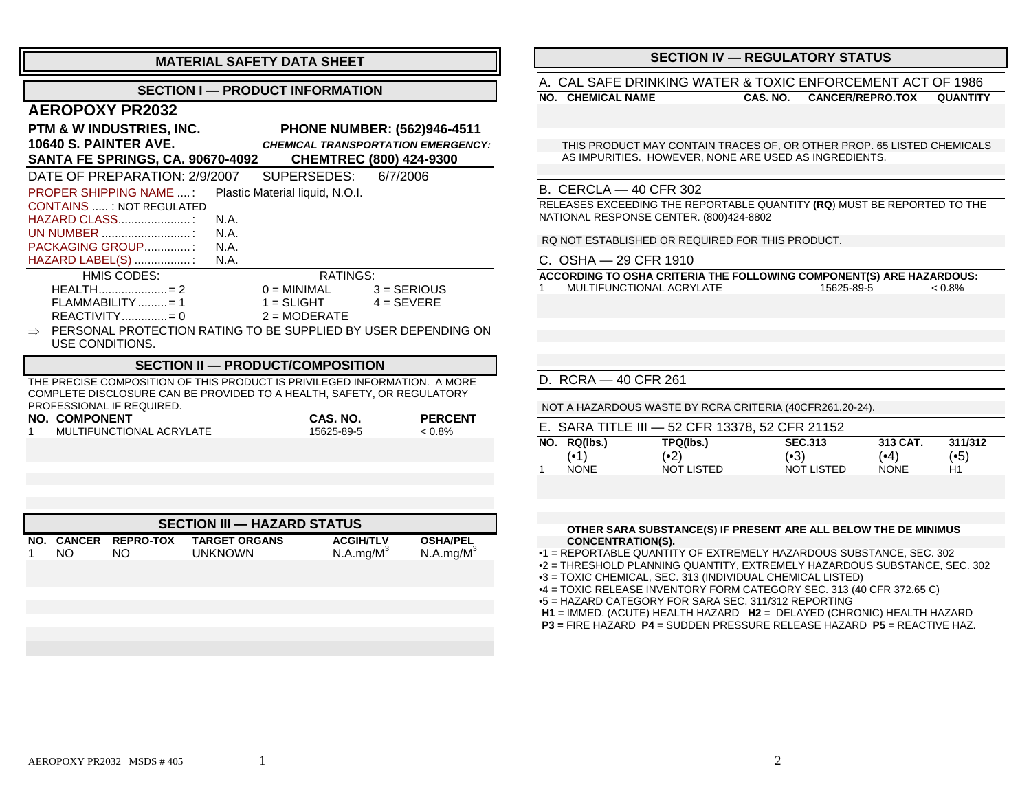# MATERIAL SAFETY DATA SHEET

## SECTION I — PRODUCT INFORMATION

### AEROPOXY PR2032

**PTM & W INDUSTRIES, INC.**
**10640 S. PAINTER AVE.**
**SANTA FE SPRINGS, CA. 90670-4092**

**PHONE NUMBER: (562)946-4511**
***CHEMICAL TRANSPORTATION EMERGENCY:***
**CHEMTREC (800) 424-9300**

DATE OF PREPARATION: 2/9/2007 SUPERSEDES: 6/7/2006

PROPER SHIPPING NAME ....: Plastic Material liquid, N.O.I.
CONTAINS ..... : NOT REGULATED
HAZARD CLASS......................: N.A.
UN NUMBER ...........................: N.A.
PACKAGING GROUP..............: N.A.
HAZARD LABEL(S) .................: N.A.

HMIS CODES:
HEALTH.....................= 2
FLAMMABILITY .........= 1
REACTIVITY..............= 0

RATINGS:
0 = MINIMAL 3 = SERIOUS
1 = SLIGHT 4 = SEVERE
2 = MODERATE

⇒ PERSONAL PROTECTION RATING TO BE SUPPLIED BY USER DEPENDING ON USE CONDITIONS.

## SECTION II — PRODUCT/COMPOSITION

THE PRECISE COMPOSITION OF THIS PRODUCT IS PRIVILEGED INFORMATION. A MORE COMPLETE DISCLOSURE CAN BE PROVIDED TO A HEALTH, SAFETY, OR REGULATORY PROFESSIONAL IF REQUIRED.

| NO. | COMPONENT | CAS. NO. | PERCENT |
|---|---|---|---|
| 1 | MULTIFUNCTIONAL ACRYLATE | 15625-89-5 | < 0.8% |

## SECTION III — HAZARD STATUS

| NO. | CANCER | REPRO-TOX | TARGET ORGANS | ACGIH/TLV | OSHA/PEL |
|---|---|---|---|---|---|
| 1 | NO | NO | UNKNOWN | N.A.mg/M$^3$ | N.A.mg/M$^3$ |

## SECTION IV — REGULATORY STATUS

### A. CAL SAFE DRINKING WATER & TOXIC ENFORCEMENT ACT OF 1986

| NO. | CHEMICAL NAME | CAS. NO. | CANCER/REPRO.TOX | QUANTITY |
|---|---|---|---|---|

THIS PRODUCT MAY CONTAIN TRACES OF, OR OTHER PROP. 65 LISTED CHEMICALS AS IMPURITIES. HOWEVER, NONE ARE USED AS INGREDIENTS.

### B. CERCLA — 40 CFR 302

RELEASES EXCEEDING THE REPORTABLE QUANTITY **(RQ)** MUST BE REPORTED TO THE NATIONAL RESPONSE CENTER. (800)424-8802

RQ NOT ESTABLISHED OR REQUIRED FOR THIS PRODUCT.

### C. OSHA — 29 CFR 1910

**ACCORDING TO OSHA CRITERIA THE FOLLOWING COMPONENT(S) ARE HAZARDOUS:**

| | | | |
|---|---|---|---|
| 1 | MULTIFUNCTIONAL ACRYLATE | 15625-89-5 | < 0.8% |

### D. RCRA — 40 CFR 261

NOT A HAZARDOUS WASTE BY RCRA CRITERIA (40CFR261.20-24).

### E. SARA TITLE III — 52 CFR 13378, 52 CFR 21152

| NO. | RQ(lbs.) (•1) | TPQ(lbs.) (•2) | SEC.313 (•3) | 313 CAT. (•4) | 311/312 (•5) |
|---|---|---|---|---|---|
| 1 | NONE | NOT LISTED | NOT LISTED | NONE | H1 |

**OTHER SARA SUBSTANCE(S) IF PRESENT ARE ALL BELOW THE DE MINIMUS CONCENTRATION(S).**

•1 = REPORTABLE QUANTITY OF EXTREMELY HAZARDOUS SUBSTANCE, SEC. 302
•2 = THRESHOLD PLANNING QUANTITY, EXTREMELY HAZARDOUS SUBSTANCE, SEC. 302
•3 = TOXIC CHEMICAL, SEC. 313 (INDIVIDUAL CHEMICAL LISTED)
•4 = TOXIC RELEASE INVENTORY FORM CATEGORY SEC. 313 (40 CFR 372.65 C)
•5 = HAZARD CATEGORY FOR SARA SEC. 311/312 REPORTING
**H1** = IMMED. (ACUTE) HEALTH HAZARD **H2** = DELAYED (CHRONIC) HEALTH HAZARD
**P3 =** FIRE HAZARD **P4** = SUDDEN PRESSURE RELEASE HAZARD **P5** = REACTIVE HAZ.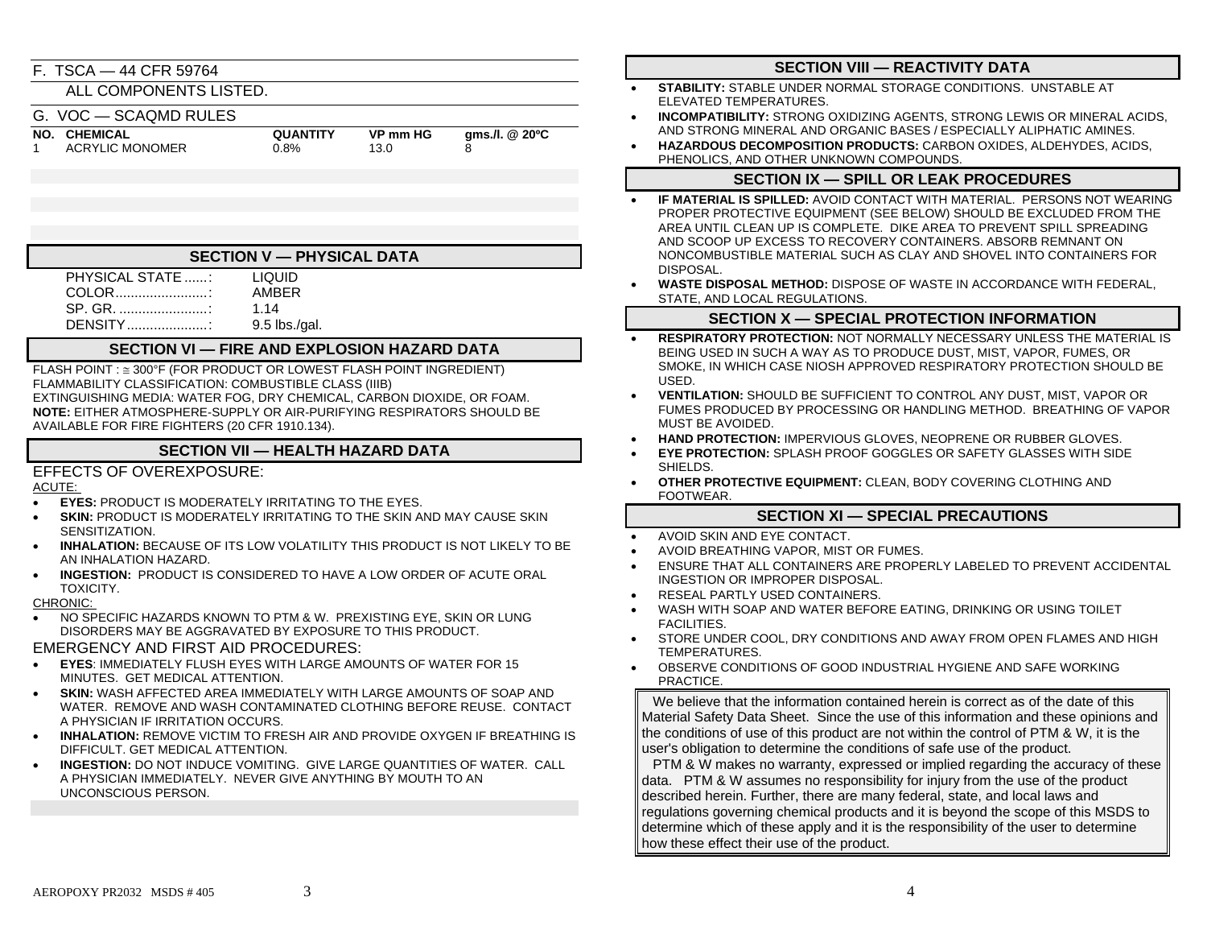F. TSCA — 44 CFR 59764

ALL COMPONENTS LISTED.

G. VOC — SCAQMD RULES

| NO. | CHEMICAL | QUANTITY | VP mm HG | gms./l. @ 20ºC |
|---|---|---|---|---|
| 1 | ACRYLIC MONOMER | 0.8% | 13.0 | 8 |

## SECTION V — PHYSICAL DATA

| | |
|---|---|
| PHYSICAL STATE ......: | LIQUID |
| COLOR........................: | AMBER |
| SP. GR. .......................: | 1.14 |
| DENSITY.....................: | 9.5 lbs./gal. |

## SECTION VI — FIRE AND EXPLOSION HAZARD DATA

FLASH POINT : ≅ 300°F (FOR PRODUCT OR LOWEST FLASH POINT INGREDIENT)
FLAMMABILITY CLASSIFICATION: COMBUSTIBLE CLASS (IIIB)
EXTINGUISHING MEDIA: WATER FOG, DRY CHEMICAL, CARBON DIOXIDE, OR FOAM.
**NOTE:** EITHER ATMOSPHERE-SUPPLY OR AIR-PURIFYING RESPIRATORS SHOULD BE AVAILABLE FOR FIRE FIGHTERS (20 CFR 1910.134).

## SECTION VII — HEALTH HAZARD DATA

EFFECTS OF OVEREXPOSURE:

ACUTE:

- **EYES:** PRODUCT IS MODERATELY IRRITATING TO THE EYES.
- **SKIN:** PRODUCT IS MODERATELY IRRITATING TO THE SKIN AND MAY CAUSE SKIN SENSITIZATION.
- **INHALATION:** BECAUSE OF ITS LOW VOLATILITY THIS PRODUCT IS NOT LIKELY TO BE AN INHALATION HAZARD.
- **INGESTION:** PRODUCT IS CONSIDERED TO HAVE A LOW ORDER OF ACUTE ORAL TOXICITY.

CHRONIC:

- NO SPECIFIC HAZARDS KNOWN TO PTM & W. PREXISTING EYE, SKIN OR LUNG DISORDERS MAY BE AGGRAVATED BY EXPOSURE TO THIS PRODUCT.

EMERGENCY AND FIRST AID PROCEDURES:

- **EYES**: IMMEDIATELY FLUSH EYES WITH LARGE AMOUNTS OF WATER FOR 15 MINUTES. GET MEDICAL ATTENTION.
- **SKIN:** WASH AFFECTED AREA IMMEDIATELY WITH LARGE AMOUNTS OF SOAP AND WATER. REMOVE AND WASH CONTAMINATED CLOTHING BEFORE REUSE. CONTACT A PHYSICIAN IF IRRITATION OCCURS.
- **INHALATION:** REMOVE VICTIM TO FRESH AIR AND PROVIDE OXYGEN IF BREATHING IS DIFFICULT. GET MEDICAL ATTENTION.
- **INGESTION:** DO NOT INDUCE VOMITING. GIVE LARGE QUANTITIES OF WATER. CALL A PHYSICIAN IMMEDIATELY. NEVER GIVE ANYTHING BY MOUTH TO AN UNCONSCIOUS PERSON.

## SECTION VIII — REACTIVITY DATA

- **STABILITY:** STABLE UNDER NORMAL STORAGE CONDITIONS. UNSTABLE AT ELEVATED TEMPERATURES.
- **INCOMPATIBILITY:** STRONG OXIDIZING AGENTS, STRONG LEWIS OR MINERAL ACIDS, AND STRONG MINERAL AND ORGANIC BASES / ESPECIALLY ALIPHATIC AMINES.
- **HAZARDOUS DECOMPOSITION PRODUCTS:** CARBON OXIDES, ALDEHYDES, ACIDS, PHENOLICS, AND OTHER UNKNOWN COMPOUNDS.

## SECTION IX — SPILL OR LEAK PROCEDURES

- **IF MATERIAL IS SPILLED:** AVOID CONTACT WITH MATERIAL. PERSONS NOT WEARING PROPER PROTECTIVE EQUIPMENT (SEE BELOW) SHOULD BE EXCLUDED FROM THE AREA UNTIL CLEAN UP IS COMPLETE. DIKE AREA TO PREVENT SPILL SPREADING AND SCOOP UP EXCESS TO RECOVERY CONTAINERS. ABSORB REMNANT ON NONCOMBUSTIBLE MATERIAL SUCH AS CLAY AND SHOVEL INTO CONTAINERS FOR DISPOSAL.
- **WASTE DISPOSAL METHOD:** DISPOSE OF WASTE IN ACCORDANCE WITH FEDERAL, STATE, AND LOCAL REGULATIONS.

## SECTION X — SPECIAL PROTECTION INFORMATION

- **RESPIRATORY PROTECTION:** NOT NORMALLY NECESSARY UNLESS THE MATERIAL IS BEING USED IN SUCH A WAY AS TO PRODUCE DUST, MIST, VAPOR, FUMES, OR SMOKE, IN WHICH CASE NIOSH APPROVED RESPIRATORY PROTECTION SHOULD BE USED.
- **VENTILATION:** SHOULD BE SUFFICIENT TO CONTROL ANY DUST, MIST, VAPOR OR FUMES PRODUCED BY PROCESSING OR HANDLING METHOD. BREATHING OF VAPOR MUST BE AVOIDED.
- **HAND PROTECTION:** IMPERVIOUS GLOVES, NEOPRENE OR RUBBER GLOVES.
- **EYE PROTECTION:** SPLASH PROOF GOGGLES OR SAFETY GLASSES WITH SIDE SHIELDS.
- **OTHER PROTECTIVE EQUIPMENT:** CLEAN, BODY COVERING CLOTHING AND FOOTWEAR.

## SECTION XI — SPECIAL PRECAUTIONS

- AVOID SKIN AND EYE CONTACT.
- AVOID BREATHING VAPOR, MIST OR FUMES.
- ENSURE THAT ALL CONTAINERS ARE PROPERLY LABELED TO PREVENT ACCIDENTAL INGESTION OR IMPROPER DISPOSAL.
- RESEAL PARTLY USED CONTAINERS.
- WASH WITH SOAP AND WATER BEFORE EATING, DRINKING OR USING TOILET FACILITIES.
- STORE UNDER COOL, DRY CONDITIONS AND AWAY FROM OPEN FLAMES AND HIGH TEMPERATURES.
- OBSERVE CONDITIONS OF GOOD INDUSTRIAL HYGIENE AND SAFE WORKING PRACTICE.

We believe that the information contained herein is correct as of the date of this Material Safety Data Sheet. Since the use of this information and these opinions and the conditions of use of this product are not within the control of PTM & W, it is the user's obligation to determine the conditions of safe use of the product.

PTM & W makes no warranty, expressed or implied regarding the accuracy of these data. PTM & W assumes no responsibility for injury from the use of the product described herein. Further, there are many federal, state, and local laws and regulations governing chemical products and it is beyond the scope of this MSDS to determine which of these apply and it is the responsibility of the user to determine how these effect their use of the product.